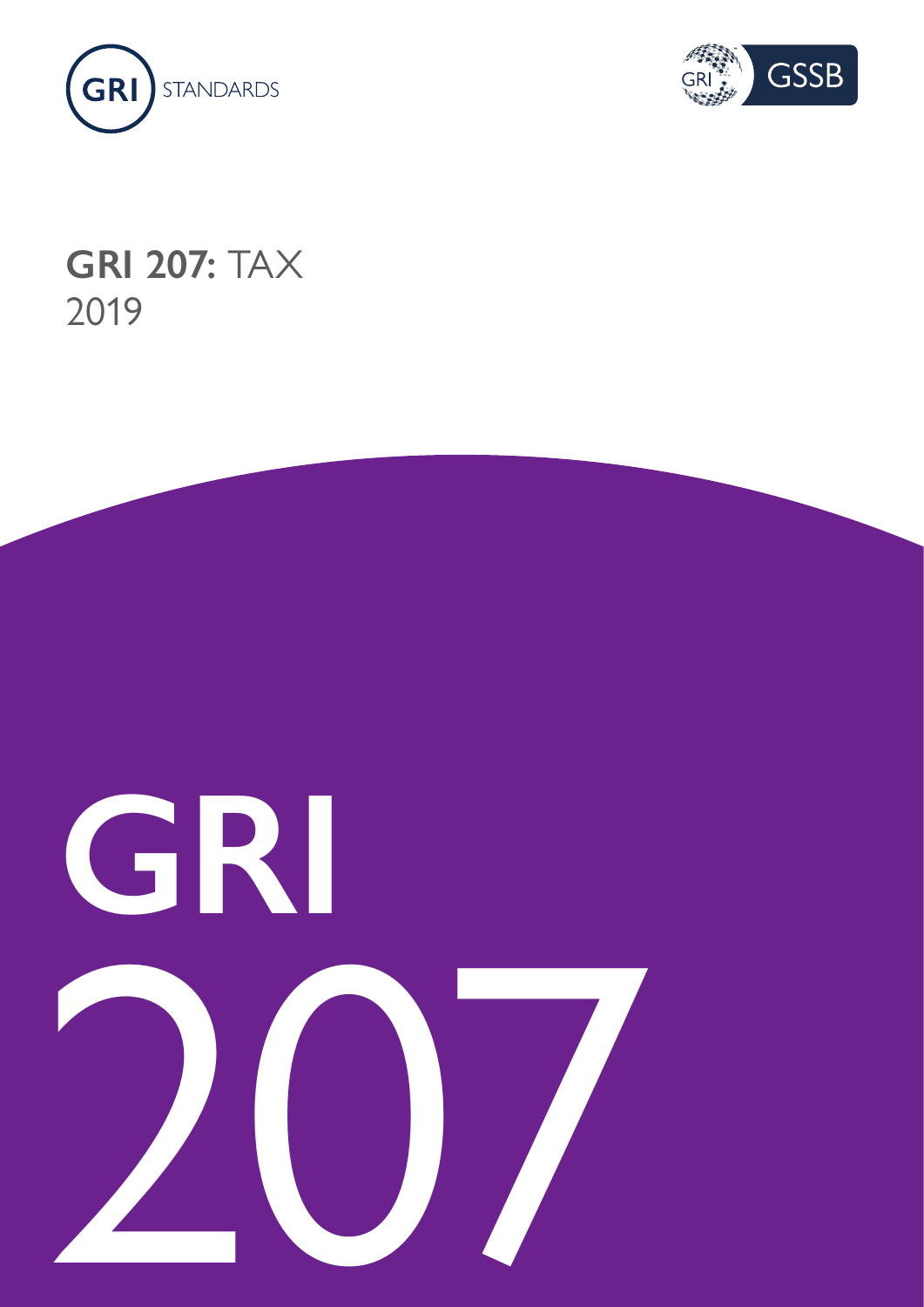GRI STANDARDS

GRI GSSB

# GRI 207: TAX
2019

GRI
207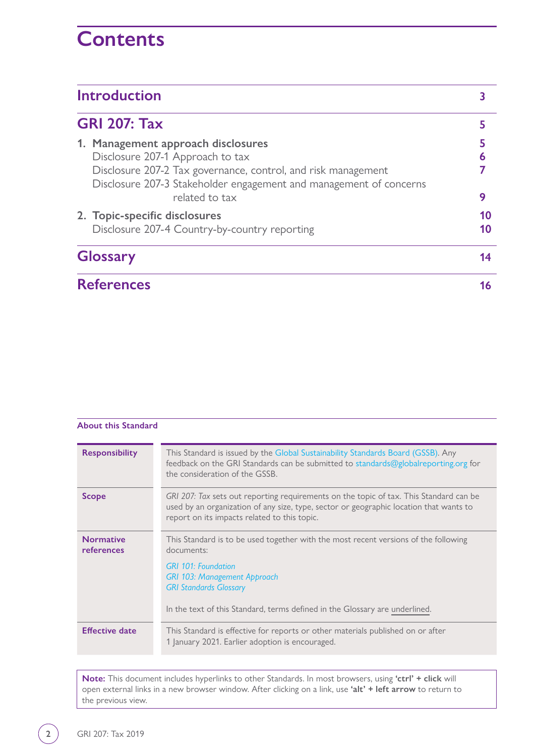# Contents

| | |
|---|---|
| **Introduction** | **3** |
| **GRI 207: Tax** | **5** |
| **1. Management approach disclosures** | **5** |
| Disclosure 207-1 Approach to tax | 6 |
| Disclosure 207-2 Tax governance, control, and risk management | 7 |
| Disclosure 207-3 Stakeholder engagement and management of concerns related to tax | 9 |
| **2. Topic-specific disclosures** | **10** |
| Disclosure 207-4 Country-by-country reporting | 10 |
| **Glossary** | **14** |
| **References** | **16** |

### About this Standard

| | |
|---|---|
| **Responsibility** | This Standard is issued by the Global Sustainability Standards Board (GSSB). Any feedback on the GRI Standards can be submitted to standards@globalreporting.org for the consideration of the GSSB. |
| **Scope** | *GRI 207: Tax* sets out reporting requirements on the topic of tax. This Standard can be used by an organization of any size, type, sector or geographic location that wants to report on its impacts related to this topic. |
| **Normative references** | This Standard is to be used together with the most recent versions of the following documents:<br><br>*GRI 101: Foundation*<br>*GRI 103: Management Approach*<br>*GRI Standards Glossary*<br><br>In the text of this Standard, terms defined in the Glossary are underlined. |
| **Effective date** | This Standard is effective for reports or other materials published on or after 1 January 2021. Earlier adoption is encouraged. |

**Note:** This document includes hyperlinks to other Standards. In most browsers, using **'ctrl' + click** will open external links in a new browser window. After clicking on a link, use **'alt' + left arrow** to return to the previous view.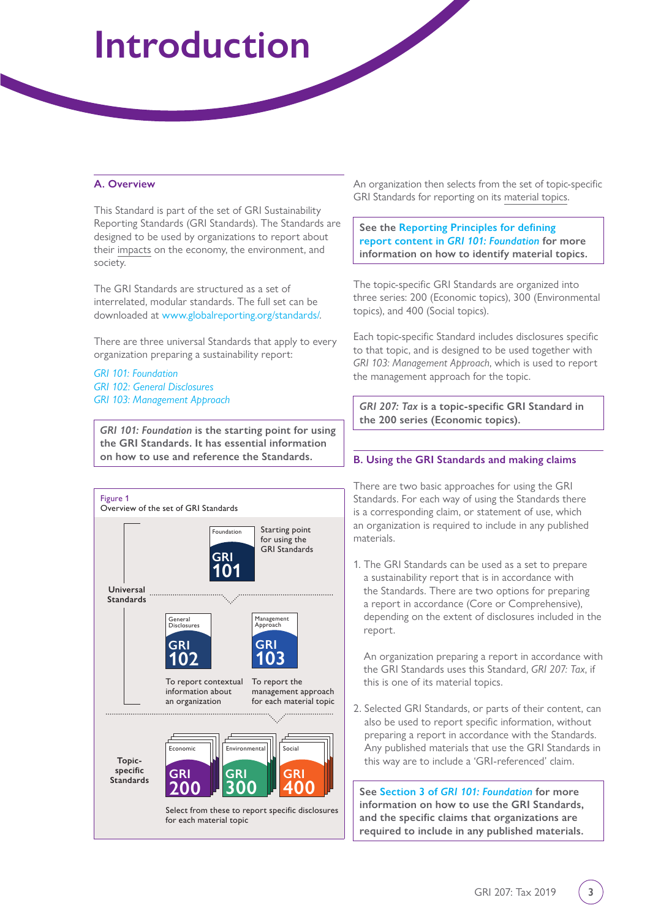# Introduction

## A. Overview

This Standard is part of the set of GRI Sustainability Reporting Standards (GRI Standards). The Standards are designed to be used by organizations to report about their impacts on the economy, the environment, and society.

The GRI Standards are structured as a set of interrelated, modular standards. The full set can be downloaded at www.globalreporting.org/standards/.

There are three universal Standards that apply to every organization preparing a sustainability report:

*GRI 101: Foundation*
*GRI 102: General Disclosures*
*GRI 103: Management Approach*

***GRI 101: Foundation*** **is the starting point for using the GRI Standards. It has essential information on how to use and reference the Standards.**

Figure 1
Overview of the set of GRI Standards

Universal Standards

- Foundation — GRI 101 — Starting point for using the GRI Standards
- General Disclosures — GRI 102 — To report contextual information about an organization
- Management Approach — GRI 103 — To report the management approach for each material topic

Topic-specific Standards

- Economic — GRI 200
- Environmental — GRI 300
- Social — GRI 400

Select from these to report specific disclosures for each material topic

An organization then selects from the set of topic-specific GRI Standards for reporting on its material topics.

**See the Reporting Principles for defining report content in *GRI 101: Foundation* for more information on how to identify material topics.**

The topic-specific GRI Standards are organized into three series: 200 (Economic topics), 300 (Environmental topics), and 400 (Social topics).

Each topic-specific Standard includes disclosures specific to that topic, and is designed to be used together with *GRI 103: Management Approach*, which is used to report the management approach for the topic.

***GRI 207: Tax*** **is a topic-specific GRI Standard in the 200 series (Economic topics).**

## B. Using the GRI Standards and making claims

There are two basic approaches for using the GRI Standards. For each way of using the Standards there is a corresponding claim, or statement of use, which an organization is required to include in any published materials.

1. The GRI Standards can be used as a set to prepare a sustainability report that is in accordance with the Standards. There are two options for preparing a report in accordance (Core or Comprehensive), depending on the extent of disclosures included in the report.

   An organization preparing a report in accordance with the GRI Standards uses this Standard, *GRI 207: Tax*, if this is one of its material topics.

2. Selected GRI Standards, or parts of their content, can also be used to report specific information, without preparing a report in accordance with the Standards. Any published materials that use the GRI Standards in this way are to include a 'GRI-referenced' claim.

**See Section 3 of *GRI 101: Foundation* for more information on how to use the GRI Standards, and the specific claims that organizations are required to include in any published materials.**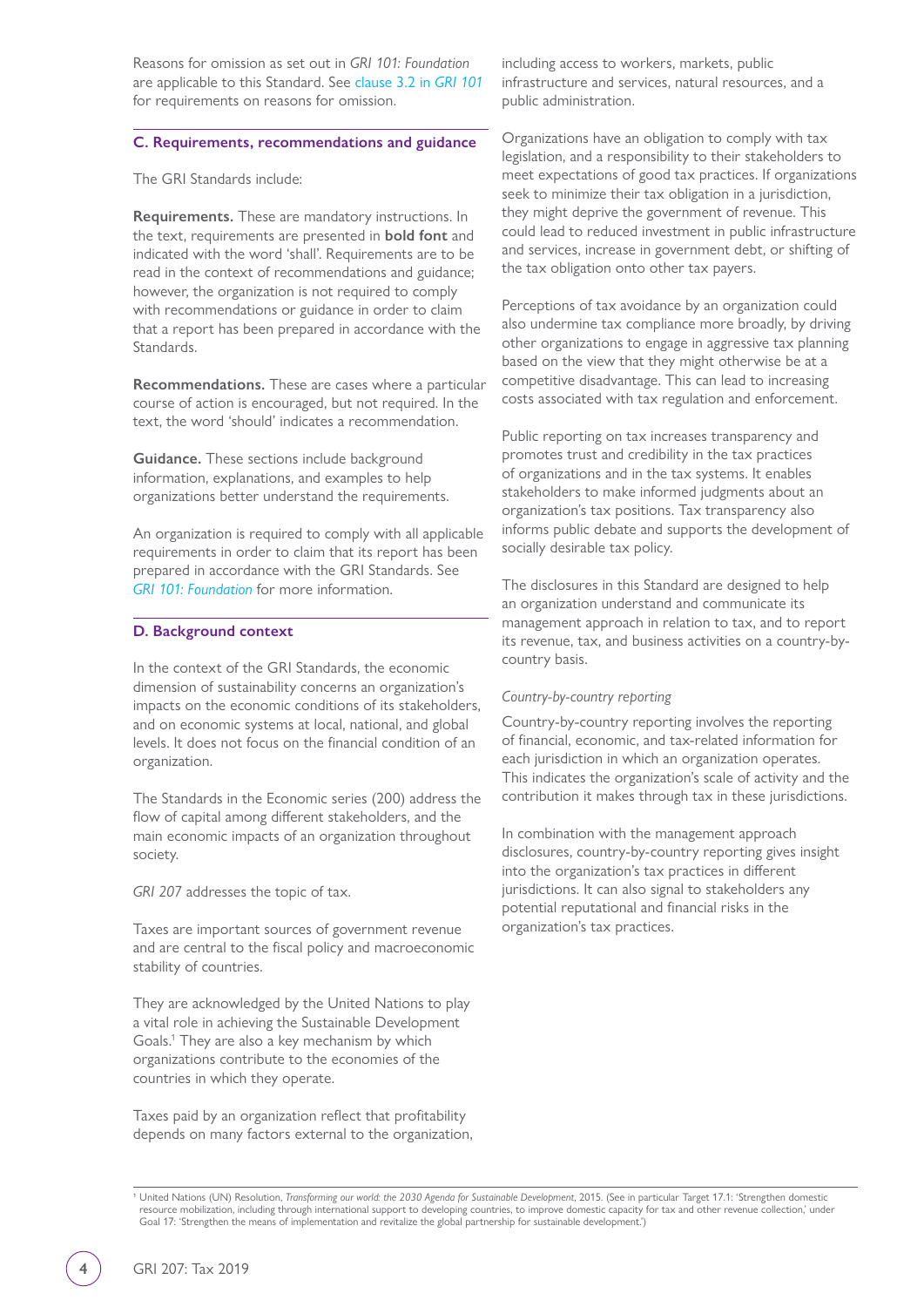Reasons for omission as set out in *GRI 101: Foundation* are applicable to this Standard. See clause 3.2 in *GRI 101* for requirements on reasons for omission.

## C. Requirements, recommendations and guidance

The GRI Standards include:

**Requirements.** These are mandatory instructions. In the text, requirements are presented in **bold font** and indicated with the word 'shall'. Requirements are to be read in the context of recommendations and guidance; however, the organization is not required to comply with recommendations or guidance in order to claim that a report has been prepared in accordance with the Standards.

**Recommendations.** These are cases where a particular course of action is encouraged, but not required. In the text, the word 'should' indicates a recommendation.

**Guidance.** These sections include background information, explanations, and examples to help organizations better understand the requirements.

An organization is required to comply with all applicable requirements in order to claim that its report has been prepared in accordance with the GRI Standards. See *GRI 101: Foundation* for more information.

## D. Background context

In the context of the GRI Standards, the economic dimension of sustainability concerns an organization's impacts on the economic conditions of its stakeholders, and on economic systems at local, national, and global levels. It does not focus on the financial condition of an organization.

The Standards in the Economic series (200) address the flow of capital among different stakeholders, and the main economic impacts of an organization throughout society.

*GRI 207* addresses the topic of tax.

Taxes are important sources of government revenue and are central to the fiscal policy and macroeconomic stability of countries.

They are acknowledged by the United Nations to play a vital role in achieving the Sustainable Development Goals.[1] They are also a key mechanism by which organizations contribute to the economies of the countries in which they operate.

Taxes paid by an organization reflect that profitability depends on many factors external to the organization, including access to workers, markets, public infrastructure and services, natural resources, and a public administration.

Organizations have an obligation to comply with tax legislation, and a responsibility to their stakeholders to meet expectations of good tax practices. If organizations seek to minimize their tax obligation in a jurisdiction, they might deprive the government of revenue. This could lead to reduced investment in public infrastructure and services, increase in government debt, or shifting of the tax obligation onto other tax payers.

Perceptions of tax avoidance by an organization could also undermine tax compliance more broadly, by driving other organizations to engage in aggressive tax planning based on the view that they might otherwise be at a competitive disadvantage. This can lead to increasing costs associated with tax regulation and enforcement.

Public reporting on tax increases transparency and promotes trust and credibility in the tax practices of organizations and in the tax systems. It enables stakeholders to make informed judgments about an organization's tax positions. Tax transparency also informs public debate and supports the development of socially desirable tax policy.

The disclosures in this Standard are designed to help an organization understand and communicate its management approach in relation to tax, and to report its revenue, tax, and business activities on a country-by-country basis.

*Country-by-country reporting*

Country-by-country reporting involves the reporting of financial, economic, and tax-related information for each jurisdiction in which an organization operates. This indicates the organization's scale of activity and the contribution it makes through tax in these jurisdictions.

In combination with the management approach disclosures, country-by-country reporting gives insight into the organization's tax practices in different jurisdictions. It can also signal to stakeholders any potential reputational and financial risks in the organization's tax practices.

---

[1] United Nations (UN) Resolution, *Transforming our world: the 2030 Agenda for Sustainable Development*, 2015. (See in particular Target 17.1: 'Strengthen domestic resource mobilization, including through international support to developing countries, to improve domestic capacity for tax and other revenue collection,' under Goal 17: 'Strengthen the means of implementation and revitalize the global partnership for sustainable development.')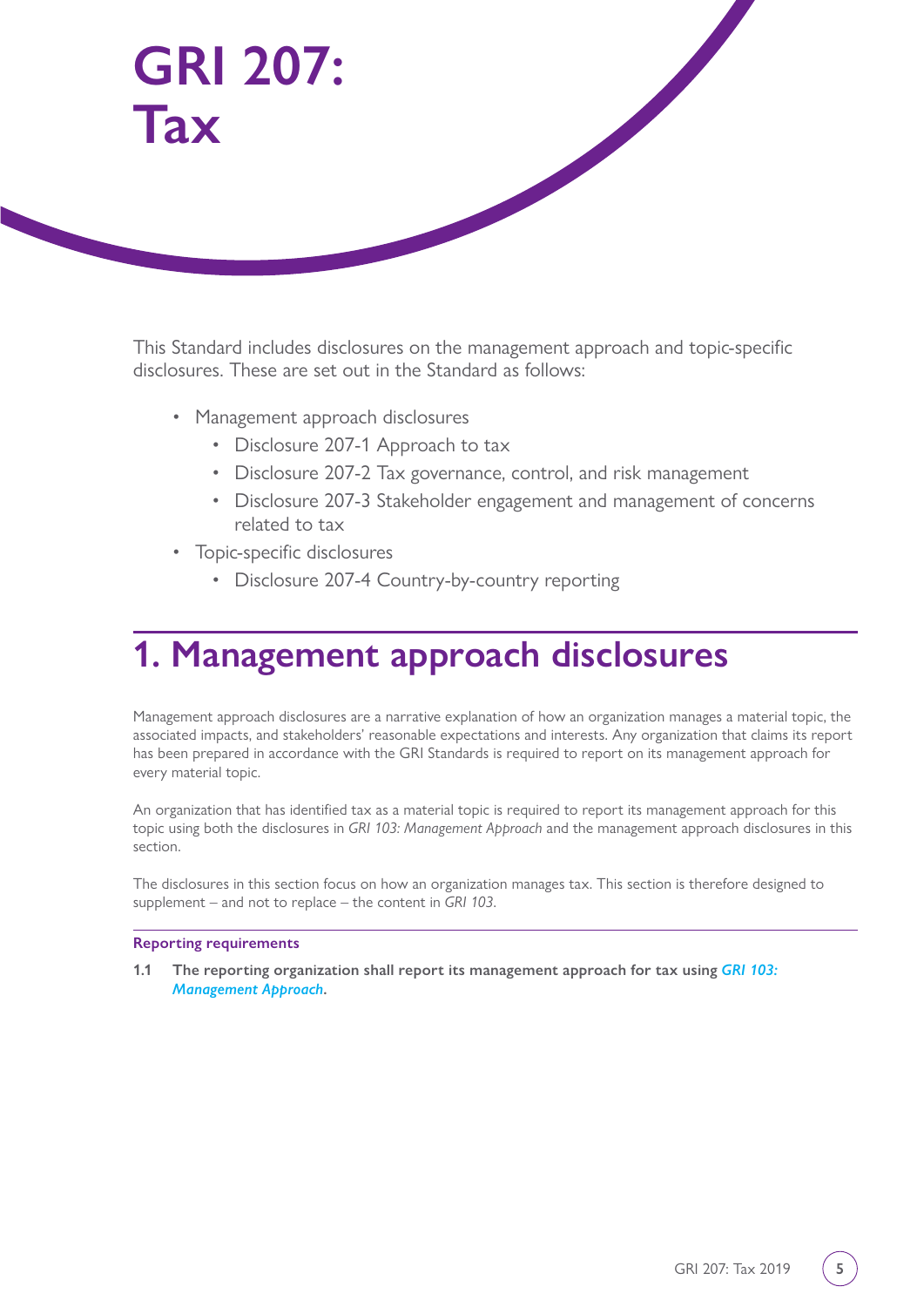# GRI 207: Tax

This Standard includes disclosures on the management approach and topic-specific disclosures. These are set out in the Standard as follows:

- Management approach disclosures
    - Disclosure 207-1 Approach to tax
    - Disclosure 207-2 Tax governance, control, and risk management
    - Disclosure 207-3 Stakeholder engagement and management of concerns related to tax
- Topic-specific disclosures
    - Disclosure 207-4 Country-by-country reporting

## 1. Management approach disclosures

Management approach disclosures are a narrative explanation of how an organization manages a material topic, the associated impacts, and stakeholders' reasonable expectations and interests. Any organization that claims its report has been prepared in accordance with the GRI Standards is required to report on its management approach for every material topic.

An organization that has identified tax as a material topic is required to report its management approach for this topic using both the disclosures in *GRI 103: Management Approach* and the management approach disclosures in this section.

The disclosures in this section focus on how an organization manages tax. This section is therefore designed to supplement – and not to replace – the content in *GRI 103*.

**Reporting requirements**

**1.1 The reporting organization shall report its management approach for tax using *GRI 103: Management Approach*.**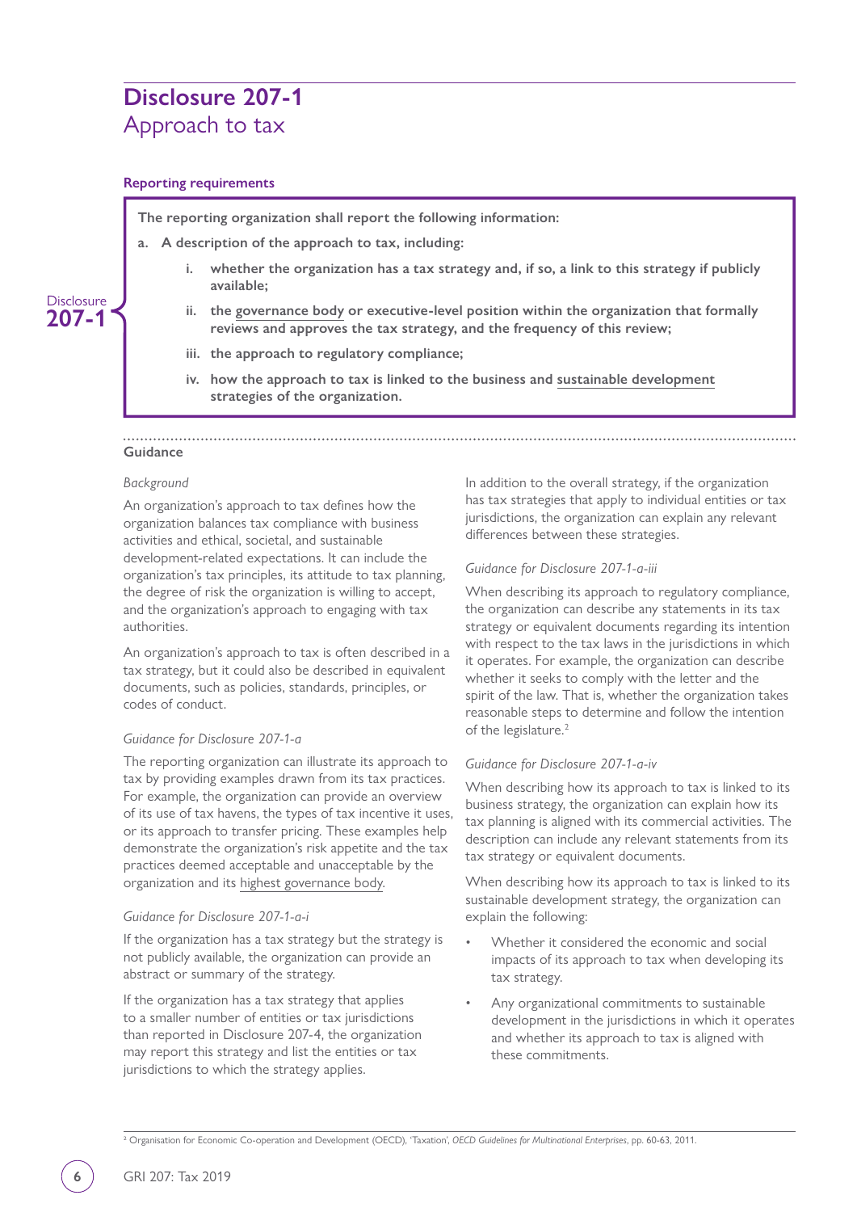# Disclosure 207-1
## Approach to tax

### Reporting requirements

Disclosure **207-1**

**The reporting organization shall report the following information:**

**a. A description of the approach to tax, including:**

- **i. whether the organization has a tax strategy and, if so, a link to this strategy if publicly available;**
- **ii. the governance body or executive-level position within the organization that formally reviews and approves the tax strategy, and the frequency of this review;**
- **iii. the approach to regulatory compliance;**
- **iv. how the approach to tax is linked to the business and sustainable development strategies of the organization.**

### Guidance

*Background*

An organization's approach to tax defines how the organization balances tax compliance with business activities and ethical, societal, and sustainable development-related expectations. It can include the organization's tax principles, its attitude to tax planning, the degree of risk the organization is willing to accept, and the organization's approach to engaging with tax authorities.

An organization's approach to tax is often described in a tax strategy, but it could also be described in equivalent documents, such as policies, standards, principles, or codes of conduct.

*Guidance for Disclosure 207-1-a*

The reporting organization can illustrate its approach to tax by providing examples drawn from its tax practices. For example, the organization can provide an overview of its use of tax havens, the types of tax incentive it uses, or its approach to transfer pricing. These examples help demonstrate the organization's risk appetite and the tax practices deemed acceptable and unacceptable by the organization and its highest governance body.

*Guidance for Disclosure 207-1-a-i*

If the organization has a tax strategy but the strategy is not publicly available, the organization can provide an abstract or summary of the strategy.

If the organization has a tax strategy that applies to a smaller number of entities or tax jurisdictions than reported in Disclosure 207-4, the organization may report this strategy and list the entities or tax jurisdictions to which the strategy applies.

In addition to the overall strategy, if the organization has tax strategies that apply to individual entities or tax jurisdictions, the organization can explain any relevant differences between these strategies.

*Guidance for Disclosure 207-1-a-iii*

When describing its approach to regulatory compliance, the organization can describe any statements in its tax strategy or equivalent documents regarding its intention with respect to the tax laws in the jurisdictions in which it operates. For example, the organization can describe whether it seeks to comply with the letter and the spirit of the law. That is, whether the organization takes reasonable steps to determine and follow the intention of the legislature.[2]

*Guidance for Disclosure 207-1-a-iv*

When describing how its approach to tax is linked to its business strategy, the organization can explain how its tax planning is aligned with its commercial activities. The description can include any relevant statements from its tax strategy or equivalent documents.

When describing how its approach to tax is linked to its sustainable development strategy, the organization can explain the following:

- Whether it considered the economic and social impacts of its approach to tax when developing its tax strategy.
- Any organizational commitments to sustainable development in the jurisdictions in which it operates and whether its approach to tax is aligned with these commitments.

[2] Organisation for Economic Co-operation and Development (OECD), 'Taxation', *OECD Guidelines for Multinational Enterprises*, pp. 60-63, 2011.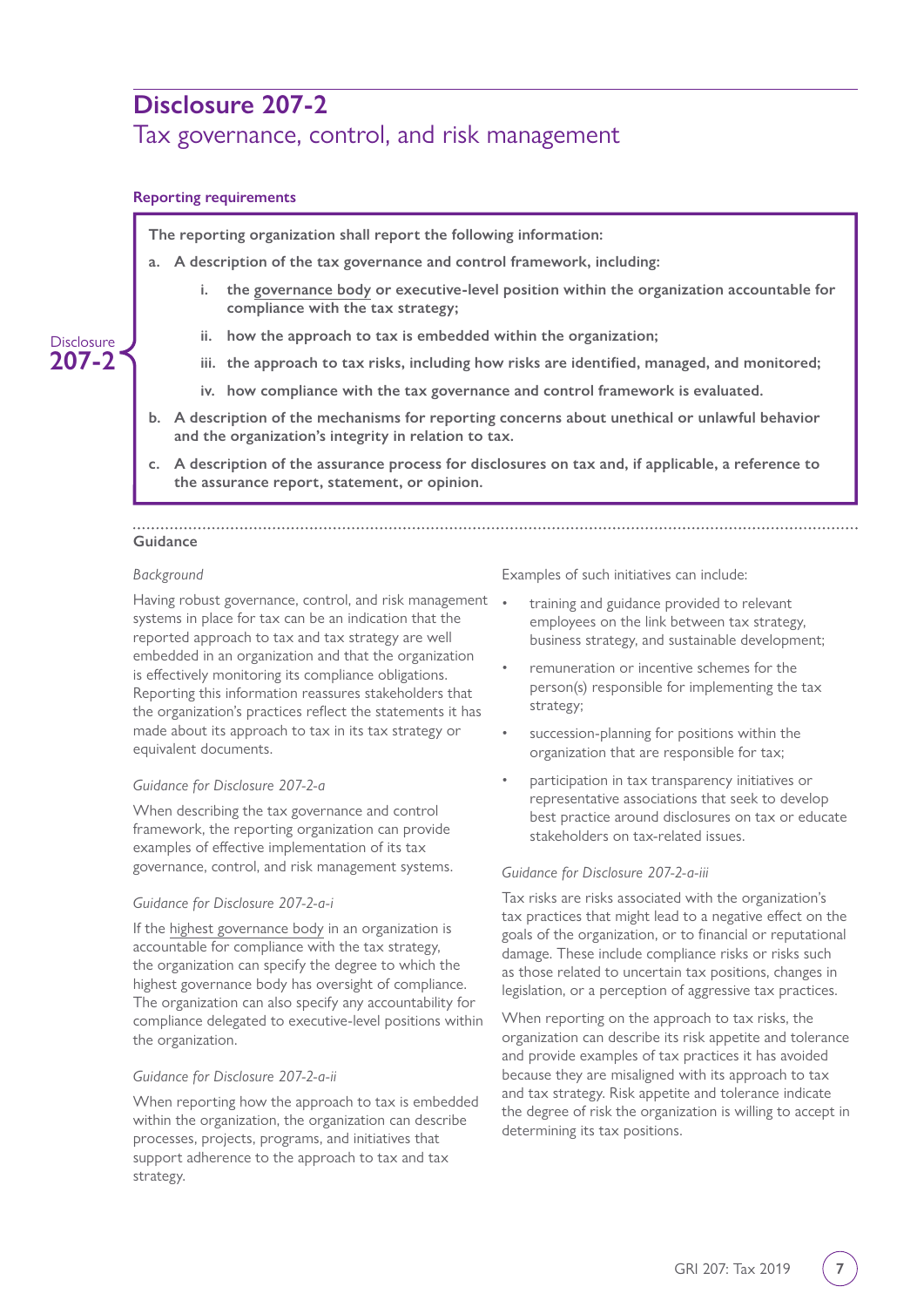# Disclosure 207-2

## Tax governance, control, and risk management

### Reporting requirements

Disclosure 207-2

**The reporting organization shall report the following information:**

**a. A description of the tax governance and control framework, including:**

**i. the governance body or executive-level position within the organization accountable for compliance with the tax strategy;**

**ii. how the approach to tax is embedded within the organization;**

**iii. the approach to tax risks, including how risks are identified, managed, and monitored;**

**iv. how compliance with the tax governance and control framework is evaluated.**

**b. A description of the mechanisms for reporting concerns about unethical or unlawful behavior and the organization's integrity in relation to tax.**

**c. A description of the assurance process for disclosures on tax and, if applicable, a reference to the assurance report, statement, or opinion.**

### Guidance

*Background*

Having robust governance, control, and risk management systems in place for tax can be an indication that the reported approach to tax and tax strategy are well embedded in an organization and that the organization is effectively monitoring its compliance obligations. Reporting this information reassures stakeholders that the organization's practices reflect the statements it has made about its approach to tax in its tax strategy or equivalent documents.

*Guidance for Disclosure 207-2-a*

When describing the tax governance and control framework, the reporting organization can provide examples of effective implementation of its tax governance, control, and risk management systems.

*Guidance for Disclosure 207-2-a-i*

If the highest governance body in an organization is accountable for compliance with the tax strategy, the organization can specify the degree to which the highest governance body has oversight of compliance. The organization can also specify any accountability for compliance delegated to executive-level positions within the organization.

*Guidance for Disclosure 207-2-a-ii*

When reporting how the approach to tax is embedded within the organization, the organization can describe processes, projects, programs, and initiatives that support adherence to the approach to tax and tax strategy.

Examples of such initiatives can include:

- training and guidance provided to relevant employees on the link between tax strategy, business strategy, and sustainable development;
- remuneration or incentive schemes for the person(s) responsible for implementing the tax strategy;
- succession-planning for positions within the organization that are responsible for tax;
- participation in tax transparency initiatives or representative associations that seek to develop best practice around disclosures on tax or educate stakeholders on tax-related issues.

*Guidance for Disclosure 207-2-a-iii*

Tax risks are risks associated with the organization's tax practices that might lead to a negative effect on the goals of the organization, or to financial or reputational damage. These include compliance risks or risks such as those related to uncertain tax positions, changes in legislation, or a perception of aggressive tax practices.

When reporting on the approach to tax risks, the organization can describe its risk appetite and tolerance and provide examples of tax practices it has avoided because they are misaligned with its approach to tax and tax strategy. Risk appetite and tolerance indicate the degree of risk the organization is willing to accept in determining its tax positions.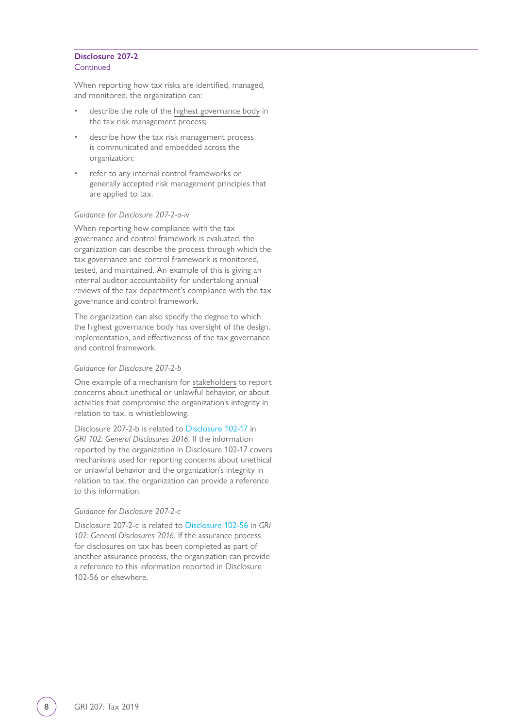**Disclosure 207-2**
Continued

When reporting how tax risks are identified, managed, and monitored, the organization can:

- describe the role of the highest governance body in the tax risk management process;
- describe how the tax risk management process is communicated and embedded across the organization;
- refer to any internal control frameworks or generally accepted risk management principles that are applied to tax.

*Guidance for Disclosure 207-2-a-iv*

When reporting how compliance with the tax governance and control framework is evaluated, the organization can describe the process through which the tax governance and control framework is monitored, tested, and maintained. An example of this is giving an internal auditor accountability for undertaking annual reviews of the tax department's compliance with the tax governance and control framework.

The organization can also specify the degree to which the highest governance body has oversight of the design, implementation, and effectiveness of the tax governance and control framework.

*Guidance for Disclosure 207-2-b*

One example of a mechanism for stakeholders to report concerns about unethical or unlawful behavior, or about activities that compromise the organization's integrity in relation to tax, is whistleblowing.

Disclosure 207-2-b is related to Disclosure 102-17 in *GRI 102: General Disclosures 2016*. If the information reported by the organization in Disclosure 102-17 covers mechanisms used for reporting concerns about unethical or unlawful behavior and the organization's integrity in relation to tax, the organization can provide a reference to this information.

*Guidance for Disclosure 207-2-c*

Disclosure 207-2-c is related to Disclosure 102-56 in *GRI 102: General Disclosures 2016*. If the assurance process for disclosures on tax has been completed as part of another assurance process, the organization can provide a reference to this information reported in Disclosure 102-56 or elsewhere.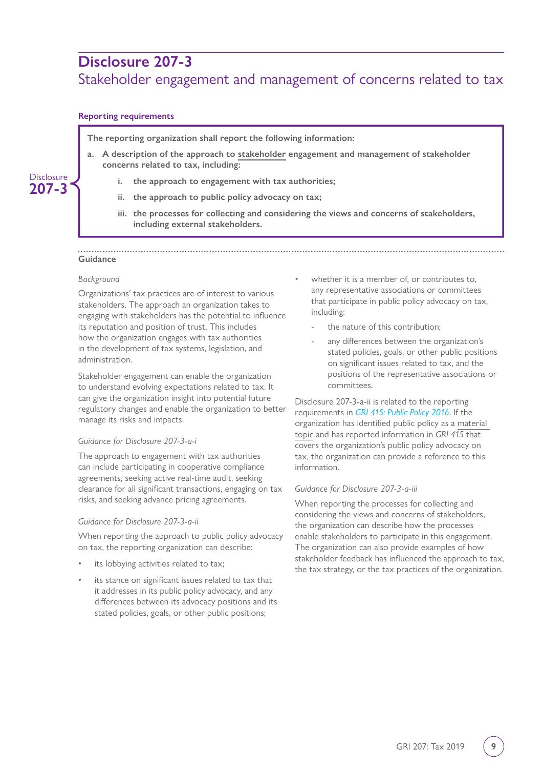# Disclosure 207-3

## Stakeholder engagement and management of concerns related to tax

### Reporting requirements

Disclosure 207-3

**The reporting organization shall report the following information:**

**a. A description of the approach to stakeholder engagement and management of stakeholder concerns related to tax, including:**

- **i. the approach to engagement with tax authorities;**
- **ii. the approach to public policy advocacy on tax;**
- **iii. the processes for collecting and considering the views and concerns of stakeholders, including external stakeholders.**

### Guidance

*Background*

Organizations' tax practices are of interest to various stakeholders. The approach an organization takes to engaging with stakeholders has the potential to influence its reputation and position of trust. This includes how the organization engages with tax authorities in the development of tax systems, legislation, and administration.

Stakeholder engagement can enable the organization to understand evolving expectations related to tax. It can give the organization insight into potential future regulatory changes and enable the organization to better manage its risks and impacts.

*Guidance for Disclosure 207-3-a-i*

The approach to engagement with tax authorities can include participating in cooperative compliance agreements, seeking active real-time audit, seeking clearance for all significant transactions, engaging on tax risks, and seeking advance pricing agreements.

*Guidance for Disclosure 207-3-a-ii*

When reporting the approach to public policy advocacy on tax, the reporting organization can describe:

- its lobbying activities related to tax;
- its stance on significant issues related to tax that it addresses in its public policy advocacy, and any differences between its advocacy positions and its stated policies, goals, or other public positions;
- whether it is a member of, or contributes to, any representative associations or committees that participate in public policy advocacy on tax, including:
  - the nature of this contribution;
  - any differences between the organization's stated policies, goals, or other public positions on significant issues related to tax, and the positions of the representative associations or committees.

Disclosure 207-3-a-ii is related to the reporting requirements in *GRI 415: Public Policy 2016*. If the organization has identified public policy as a material topic and has reported information in *GRI 415* that covers the organization's public policy advocacy on tax, the organization can provide a reference to this information.

*Guidance for Disclosure 207-3-a-iii*

When reporting the processes for collecting and considering the views and concerns of stakeholders, the organization can describe how the processes enable stakeholders to participate in this engagement. The organization can also provide examples of how stakeholder feedback has influenced the approach to tax, the tax strategy, or the tax practices of the organization.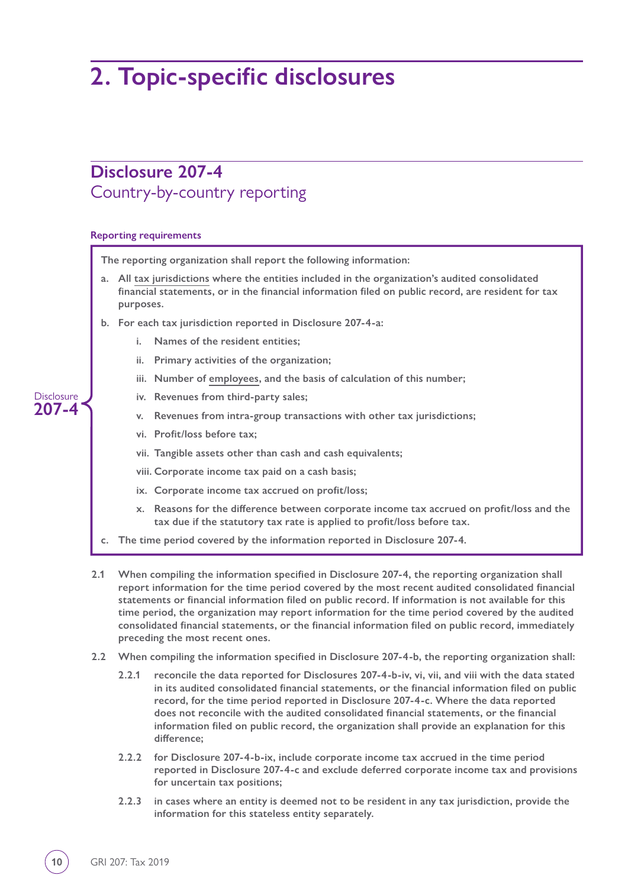# 2. Topic-specific disclosures

## Disclosure 207-4
Country-by-country reporting

**Reporting requirements**

Disclosure 207-4

**The reporting organization shall report the following information:**

**a. All tax jurisdictions where the entities included in the organization's audited consolidated financial statements, or in the financial information filed on public record, are resident for tax purposes.**

**b. For each tax jurisdiction reported in Disclosure 207-4-a:**

**i. Names of the resident entities;**

**ii. Primary activities of the organization;**

**iii. Number of employees, and the basis of calculation of this number;**

**iv. Revenues from third-party sales;**

**v. Revenues from intra-group transactions with other tax jurisdictions;**

**vi. Profit/loss before tax;**

**vii. Tangible assets other than cash and cash equivalents;**

**viii. Corporate income tax paid on a cash basis;**

**ix. Corporate income tax accrued on profit/loss;**

**x. Reasons for the difference between corporate income tax accrued on profit/loss and the tax due if the statutory tax rate is applied to profit/loss before tax.**

**c. The time period covered by the information reported in Disclosure 207-4.**

**2.1 When compiling the information specified in Disclosure 207-4, the reporting organization shall report information for the time period covered by the most recent audited consolidated financial statements or financial information filed on public record. If information is not available for this time period, the organization may report information for the time period covered by the audited consolidated financial statements, or the financial information filed on public record, immediately preceding the most recent ones.**

**2.2 When compiling the information specified in Disclosure 207-4-b, the reporting organization shall:**

**2.2.1 reconcile the data reported for Disclosures 207-4-b-iv, vi, vii, and viii with the data stated in its audited consolidated financial statements, or the financial information filed on public record, for the time period reported in Disclosure 207-4-c. Where the data reported does not reconcile with the audited consolidated financial statements, or the financial information filed on public record, the organization shall provide an explanation for this difference;**

**2.2.2 for Disclosure 207-4-b-ix, include corporate income tax accrued in the time period reported in Disclosure 207-4-c and exclude deferred corporate income tax and provisions for uncertain tax positions;**

**2.2.3 in cases where an entity is deemed not to be resident in any tax jurisdiction, provide the information for this stateless entity separately.**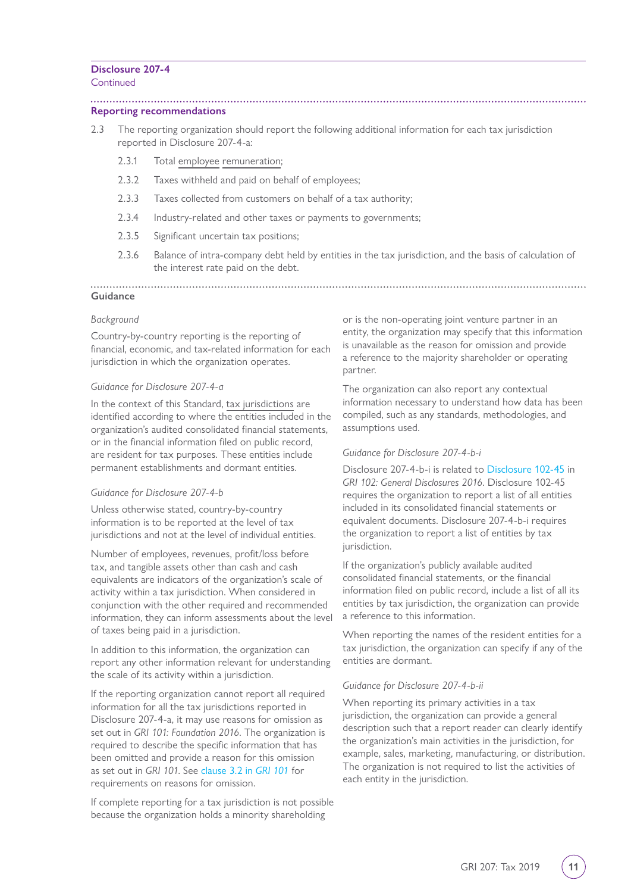**Disclosure 207-4**
Continued

**Reporting recommendations**

2.3 The reporting organization should report the following additional information for each tax jurisdiction reported in Disclosure 207-4-a:

2.3.1 Total employee remuneration;

2.3.2 Taxes withheld and paid on behalf of employees;

2.3.3 Taxes collected from customers on behalf of a tax authority;

2.3.4 Industry-related and other taxes or payments to governments;

2.3.5 Significant uncertain tax positions;

2.3.6 Balance of intra-company debt held by entities in the tax jurisdiction, and the basis of calculation of the interest rate paid on the debt.

**Guidance**

*Background*

Country-by-country reporting is the reporting of financial, economic, and tax-related information for each jurisdiction in which the organization operates.

*Guidance for Disclosure 207-4-a*

In the context of this Standard, tax jurisdictions are identified according to where the entities included in the organization's audited consolidated financial statements, or in the financial information filed on public record, are resident for tax purposes. These entities include permanent establishments and dormant entities.

*Guidance for Disclosure 207-4-b*

Unless otherwise stated, country-by-country information is to be reported at the level of tax jurisdictions and not at the level of individual entities.

Number of employees, revenues, profit/loss before tax, and tangible assets other than cash and cash equivalents are indicators of the organization's scale of activity within a tax jurisdiction. When considered in conjunction with the other required and recommended information, they can inform assessments about the level of taxes being paid in a jurisdiction.

In addition to this information, the organization can report any other information relevant for understanding the scale of its activity within a jurisdiction.

If the reporting organization cannot report all required information for all the tax jurisdictions reported in Disclosure 207-4-a, it may use reasons for omission as set out in *GRI 101: Foundation 2016*. The organization is required to describe the specific information that has been omitted and provide a reason for this omission as set out in *GRI 101*. See clause 3.2 in *GRI 101* for requirements on reasons for omission.

If complete reporting for a tax jurisdiction is not possible because the organization holds a minority shareholding or is the non-operating joint venture partner in an entity, the organization may specify that this information is unavailable as the reason for omission and provide a reference to the majority shareholder or operating partner.

The organization can also report any contextual information necessary to understand how data has been compiled, such as any standards, methodologies, and assumptions used.

*Guidance for Disclosure 207-4-b-i*

Disclosure 207-4-b-i is related to Disclosure 102-45 in *GRI 102: General Disclosures 2016*. Disclosure 102-45 requires the organization to report a list of all entities included in its consolidated financial statements or equivalent documents. Disclosure 207-4-b-i requires the organization to report a list of entities by tax jurisdiction.

If the organization's publicly available audited consolidated financial statements, or the financial information filed on public record, include a list of all its entities by tax jurisdiction, the organization can provide a reference to this information.

When reporting the names of the resident entities for a tax jurisdiction, the organization can specify if any of the entities are dormant.

*Guidance for Disclosure 207-4-b-ii*

When reporting its primary activities in a tax jurisdiction, the organization can provide a general description such that a report reader can clearly identify the organization's main activities in the jurisdiction, for example, sales, marketing, manufacturing, or distribution. The organization is not required to list the activities of each entity in the jurisdiction.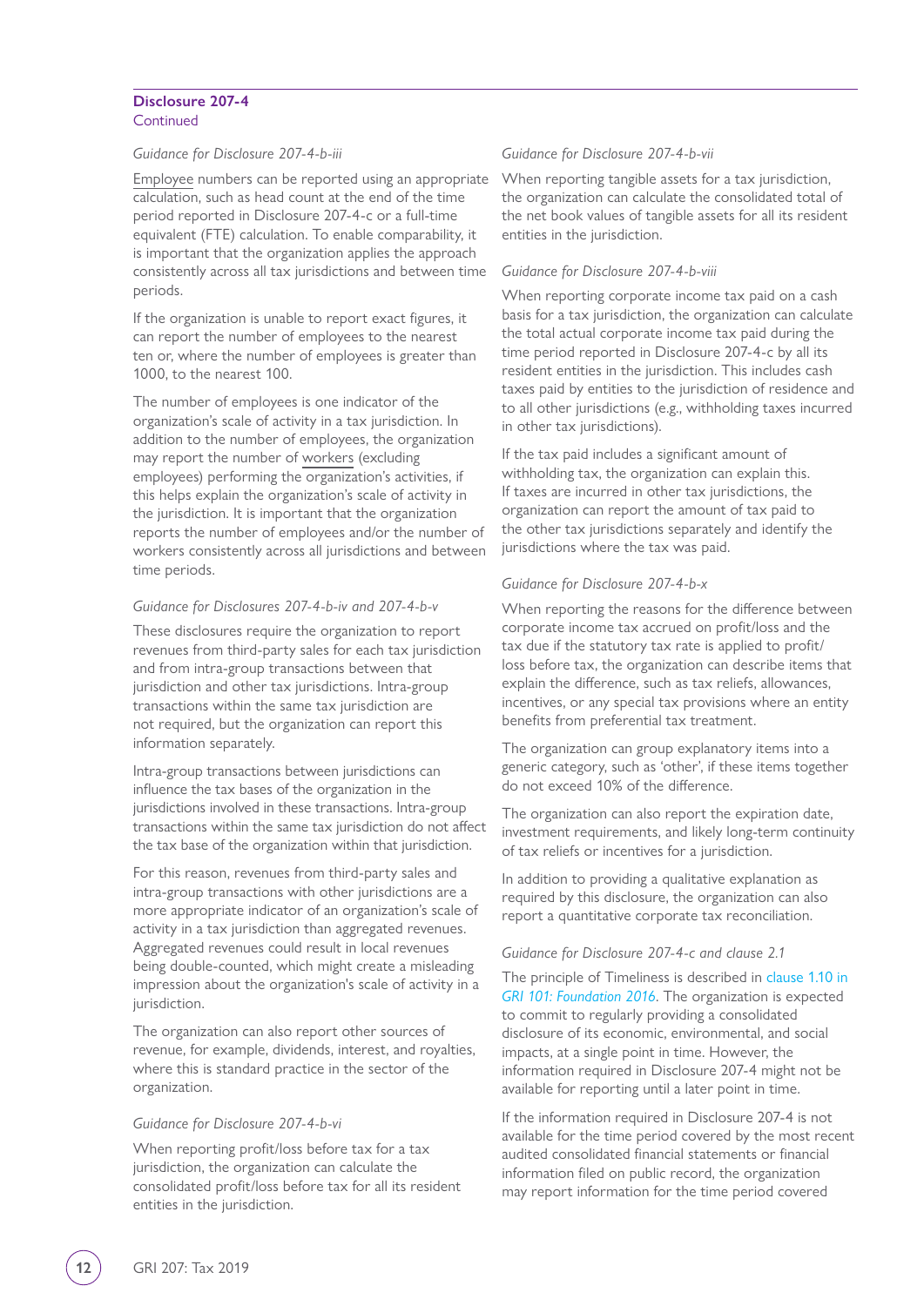**Disclosure 207-4**
Continued

*Guidance for Disclosure 207-4-b-iii*

Employee numbers can be reported using an appropriate calculation, such as head count at the end of the time period reported in Disclosure 207-4-c or a full-time equivalent (FTE) calculation. To enable comparability, it is important that the organization applies the approach consistently across all tax jurisdictions and between time periods.

If the organization is unable to report exact figures, it can report the number of employees to the nearest ten or, where the number of employees is greater than 1000, to the nearest 100.

The number of employees is one indicator of the organization's scale of activity in a tax jurisdiction. In addition to the number of employees, the organization may report the number of workers (excluding employees) performing the organization's activities, if this helps explain the organization's scale of activity in the jurisdiction. It is important that the organization reports the number of employees and/or the number of workers consistently across all jurisdictions and between time periods.

*Guidance for Disclosures 207-4-b-iv and 207-4-b-v*

These disclosures require the organization to report revenues from third-party sales for each tax jurisdiction and from intra-group transactions between that jurisdiction and other tax jurisdictions. Intra-group transactions within the same tax jurisdiction are not required, but the organization can report this information separately.

Intra-group transactions between jurisdictions can influence the tax bases of the organization in the jurisdictions involved in these transactions. Intra-group transactions within the same tax jurisdiction do not affect the tax base of the organization within that jurisdiction.

For this reason, revenues from third-party sales and intra-group transactions with other jurisdictions are a more appropriate indicator of an organization's scale of activity in a tax jurisdiction than aggregated revenues. Aggregated revenues could result in local revenues being double-counted, which might create a misleading impression about the organization's scale of activity in a jurisdiction.

The organization can also report other sources of revenue, for example, dividends, interest, and royalties, where this is standard practice in the sector of the organization.

*Guidance for Disclosure 207-4-b-vi*

When reporting profit/loss before tax for a tax jurisdiction, the organization can calculate the consolidated profit/loss before tax for all its resident entities in the jurisdiction.

*Guidance for Disclosure 207-4-b-vii*

When reporting tangible assets for a tax jurisdiction, the organization can calculate the consolidated total of the net book values of tangible assets for all its resident entities in the jurisdiction.

*Guidance for Disclosure 207-4-b-viii*

When reporting corporate income tax paid on a cash basis for a tax jurisdiction, the organization can calculate the total actual corporate income tax paid during the time period reported in Disclosure 207-4-c by all its resident entities in the jurisdiction. This includes cash taxes paid by entities to the jurisdiction of residence and to all other jurisdictions (e.g., withholding taxes incurred in other tax jurisdictions).

If the tax paid includes a significant amount of withholding tax, the organization can explain this. If taxes are incurred in other tax jurisdictions, the organization can report the amount of tax paid to the other tax jurisdictions separately and identify the jurisdictions where the tax was paid.

*Guidance for Disclosure 207-4-b-x*

When reporting the reasons for the difference between corporate income tax accrued on profit/loss and the tax due if the statutory tax rate is applied to profit/loss before tax, the organization can describe items that explain the difference, such as tax reliefs, allowances, incentives, or any special tax provisions where an entity benefits from preferential tax treatment.

The organization can group explanatory items into a generic category, such as 'other', if these items together do not exceed 10% of the difference.

The organization can also report the expiration date, investment requirements, and likely long-term continuity of tax reliefs or incentives for a jurisdiction.

In addition to providing a qualitative explanation as required by this disclosure, the organization can also report a quantitative corporate tax reconciliation.

*Guidance for Disclosure 207-4-c and clause 2.1*

The principle of Timeliness is described in clause 1.10 in *GRI 101: Foundation 2016*. The organization is expected to commit to regularly providing a consolidated disclosure of its economic, environmental, and social impacts, at a single point in time. However, the information required in Disclosure 207-4 might not be available for reporting until a later point in time.

If the information required in Disclosure 207-4 is not available for the time period covered by the most recent audited consolidated financial statements or financial information filed on public record, the organization may report information for the time period covered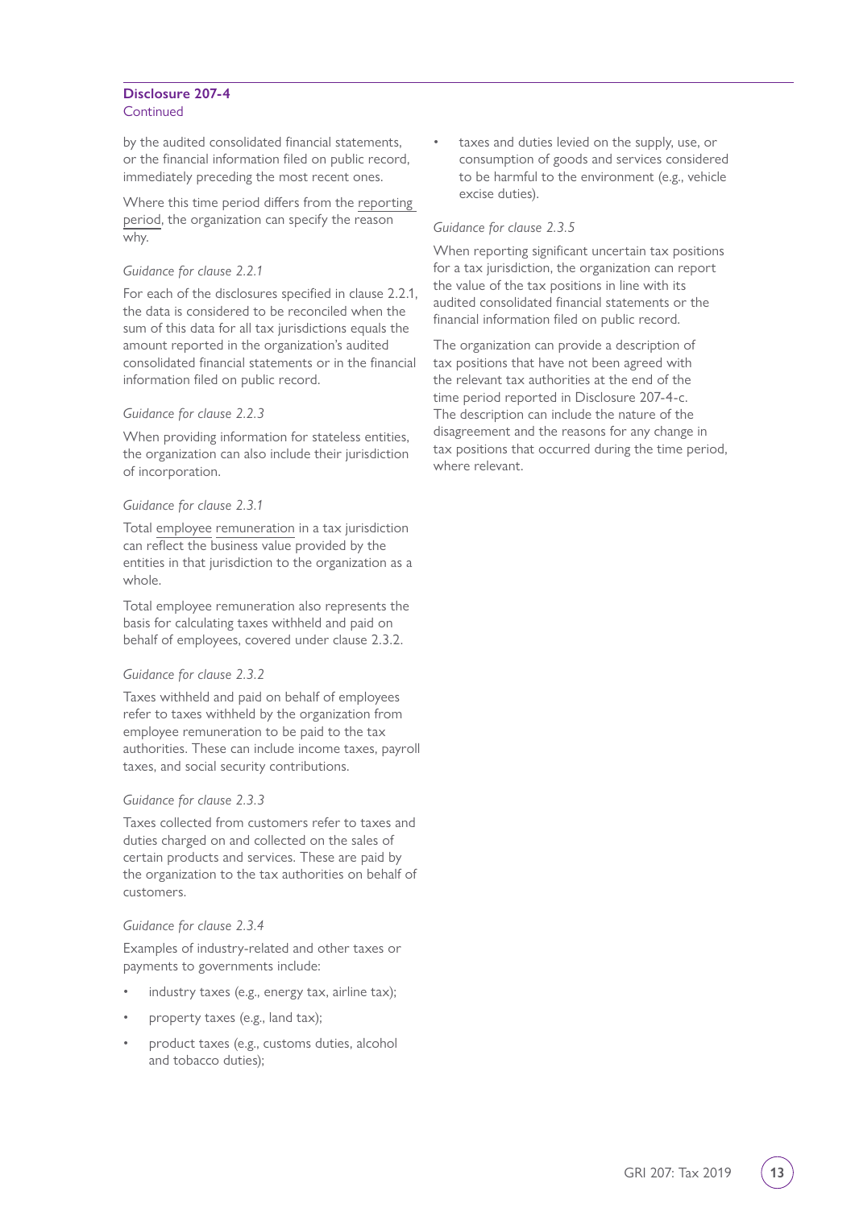**Disclosure 207-4**
Continued

by the audited consolidated financial statements, or the financial information filed on public record, immediately preceding the most recent ones.

Where this time period differs from the reporting period, the organization can specify the reason why.

*Guidance for clause 2.2.1*

For each of the disclosures specified in clause 2.2.1, the data is considered to be reconciled when the sum of this data for all tax jurisdictions equals the amount reported in the organization's audited consolidated financial statements or in the financial information filed on public record.

*Guidance for clause 2.2.3*

When providing information for stateless entities, the organization can also include their jurisdiction of incorporation.

*Guidance for clause 2.3.1*

Total employee remuneration in a tax jurisdiction can reflect the business value provided by the entities in that jurisdiction to the organization as a whole.

Total employee remuneration also represents the basis for calculating taxes withheld and paid on behalf of employees, covered under clause 2.3.2.

*Guidance for clause 2.3.2*

Taxes withheld and paid on behalf of employees refer to taxes withheld by the organization from employee remuneration to be paid to the tax authorities. These can include income taxes, payroll taxes, and social security contributions.

*Guidance for clause 2.3.3*

Taxes collected from customers refer to taxes and duties charged on and collected on the sales of certain products and services. These are paid by the organization to the tax authorities on behalf of customers.

*Guidance for clause 2.3.4*

Examples of industry-related and other taxes or payments to governments include:

- industry taxes (e.g., energy tax, airline tax);
- property taxes (e.g., land tax);
- product taxes (e.g., customs duties, alcohol and tobacco duties);
- taxes and duties levied on the supply, use, or consumption of goods and services considered to be harmful to the environment (e.g., vehicle excise duties).

*Guidance for clause 2.3.5*

When reporting significant uncertain tax positions for a tax jurisdiction, the organization can report the value of the tax positions in line with its audited consolidated financial statements or the financial information filed on public record.

The organization can provide a description of tax positions that have not been agreed with the relevant tax authorities at the end of the time period reported in Disclosure 207-4-c. The description can include the nature of the disagreement and the reasons for any change in tax positions that occurred during the time period, where relevant.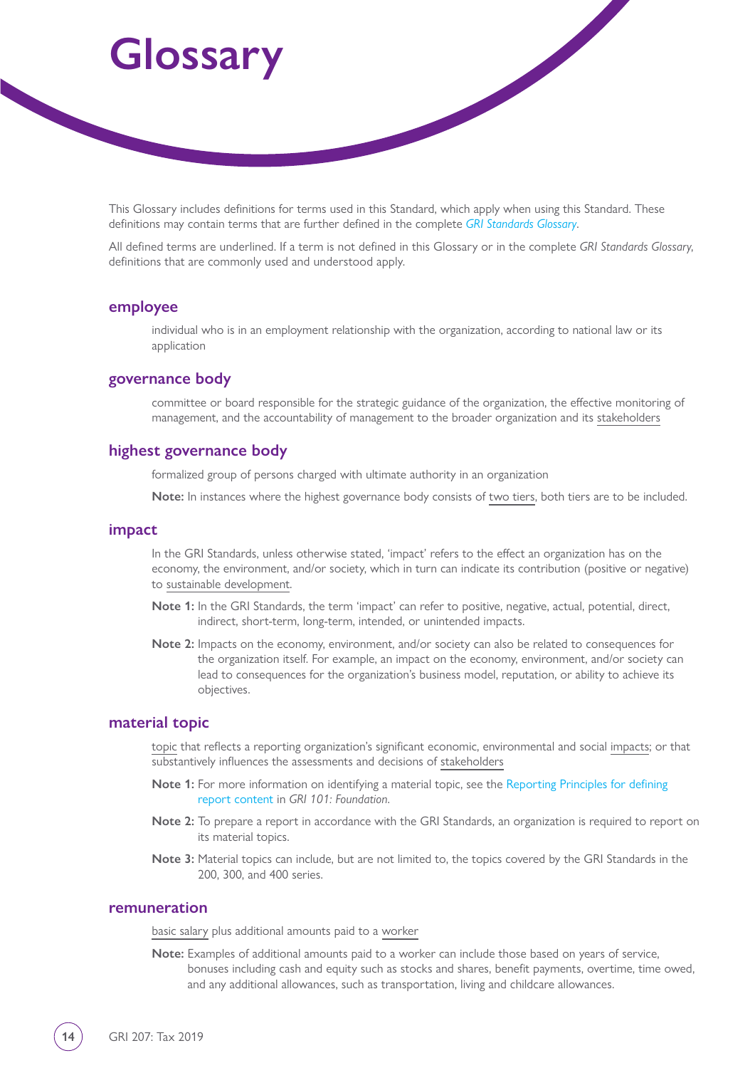# Glossary

This Glossary includes definitions for terms used in this Standard, which apply when using this Standard. These definitions may contain terms that are further defined in the complete *GRI Standards Glossary*.

All defined terms are underlined. If a term is not defined in this Glossary or in the complete *GRI Standards Glossary*, definitions that are commonly used and understood apply.

## employee

individual who is in an employment relationship with the organization, according to national law or its application

## governance body

committee or board responsible for the strategic guidance of the organization, the effective monitoring of management, and the accountability of management to the broader organization and its stakeholders

## highest governance body

formalized group of persons charged with ultimate authority in an organization

**Note:** In instances where the highest governance body consists of two tiers, both tiers are to be included.

## impact

In the GRI Standards, unless otherwise stated, 'impact' refers to the effect an organization has on the economy, the environment, and/or society, which in turn can indicate its contribution (positive or negative) to sustainable development.

**Note 1:** In the GRI Standards, the term 'impact' can refer to positive, negative, actual, potential, direct, indirect, short-term, long-term, intended, or unintended impacts.

**Note 2:** Impacts on the economy, environment, and/or society can also be related to consequences for the organization itself. For example, an impact on the economy, environment, and/or society can lead to consequences for the organization's business model, reputation, or ability to achieve its objectives.

## material topic

topic that reflects a reporting organization's significant economic, environmental and social impacts; or that substantively influences the assessments and decisions of stakeholders

**Note 1:** For more information on identifying a material topic, see the Reporting Principles for defining report content in *GRI 101: Foundation*.

**Note 2:** To prepare a report in accordance with the GRI Standards, an organization is required to report on its material topics.

**Note 3:** Material topics can include, but are not limited to, the topics covered by the GRI Standards in the 200, 300, and 400 series.

## remuneration

basic salary plus additional amounts paid to a worker

**Note:** Examples of additional amounts paid to a worker can include those based on years of service, bonuses including cash and equity such as stocks and shares, benefit payments, overtime, time owed, and any additional allowances, such as transportation, living and childcare allowances.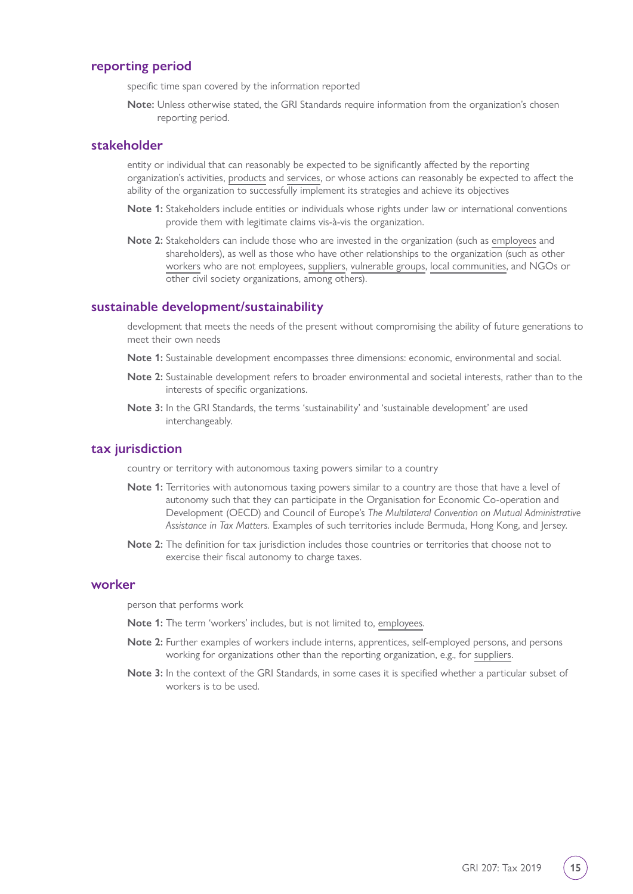### reporting period

specific time span covered by the information reported

**Note:** Unless otherwise stated, the GRI Standards require information from the organization's chosen reporting period.

### stakeholder

entity or individual that can reasonably be expected to be significantly affected by the reporting organization's activities, products and services, or whose actions can reasonably be expected to affect the ability of the organization to successfully implement its strategies and achieve its objectives

**Note 1:** Stakeholders include entities or individuals whose rights under law or international conventions provide them with legitimate claims vis-à-vis the organization.

**Note 2:** Stakeholders can include those who are invested in the organization (such as employees and shareholders), as well as those who have other relationships to the organization (such as other workers who are not employees, suppliers, vulnerable groups, local communities, and NGOs or other civil society organizations, among others).

### sustainable development/sustainability

development that meets the needs of the present without compromising the ability of future generations to meet their own needs

**Note 1:** Sustainable development encompasses three dimensions: economic, environmental and social.

**Note 2:** Sustainable development refers to broader environmental and societal interests, rather than to the interests of specific organizations.

**Note 3:** In the GRI Standards, the terms 'sustainability' and 'sustainable development' are used interchangeably.

### tax jurisdiction

country or territory with autonomous taxing powers similar to a country

**Note 1:** Territories with autonomous taxing powers similar to a country are those that have a level of autonomy such that they can participate in the Organisation for Economic Co-operation and Development (OECD) and Council of Europe's *The Multilateral Convention on Mutual Administrative Assistance in Tax Matters*. Examples of such territories include Bermuda, Hong Kong, and Jersey.

**Note 2:** The definition for tax jurisdiction includes those countries or territories that choose not to exercise their fiscal autonomy to charge taxes.

### worker

person that performs work

**Note 1:** The term 'workers' includes, but is not limited to, employees.

**Note 2:** Further examples of workers include interns, apprentices, self-employed persons, and persons working for organizations other than the reporting organization, e.g., for suppliers.

**Note 3:** In the context of the GRI Standards, in some cases it is specified whether a particular subset of workers is to be used.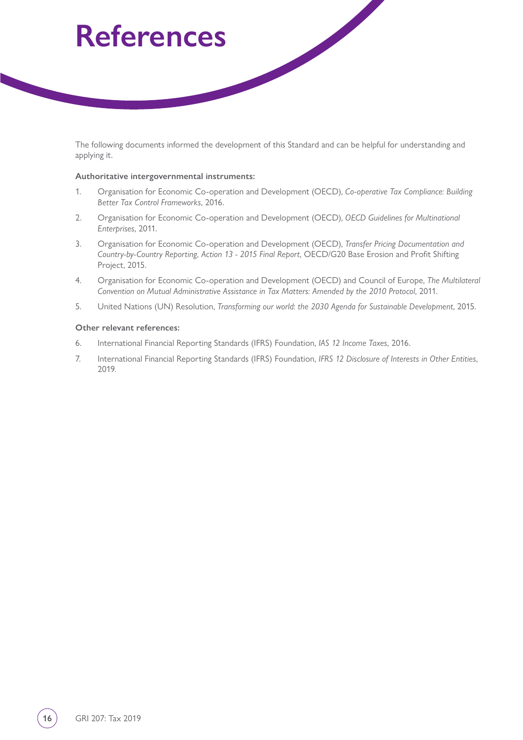# References

The following documents informed the development of this Standard and can be helpful for understanding and applying it.

**Authoritative intergovernmental instruments:**

1. Organisation for Economic Co-operation and Development (OECD), *Co-operative Tax Compliance: Building Better Tax Control Frameworks*, 2016.
2. Organisation for Economic Co-operation and Development (OECD), *OECD Guidelines for Multinational Enterprises*, 2011.
3. Organisation for Economic Co-operation and Development (OECD), *Transfer Pricing Documentation and Country-by-Country Reporting, Action 13 - 2015 Final Report*, OECD/G20 Base Erosion and Profit Shifting Project, 2015.
4. Organisation for Economic Co-operation and Development (OECD) and Council of Europe, *The Multilateral Convention on Mutual Administrative Assistance in Tax Matters: Amended by the 2010 Protocol*, 2011.
5. United Nations (UN) Resolution, *Transforming our world: the 2030 Agenda for Sustainable Development*, 2015.

**Other relevant references:**

6. International Financial Reporting Standards (IFRS) Foundation, *IAS 12 Income Taxes*, 2016.
7. International Financial Reporting Standards (IFRS) Foundation, *IFRS 12 Disclosure of Interests in Other Entities*, 2019.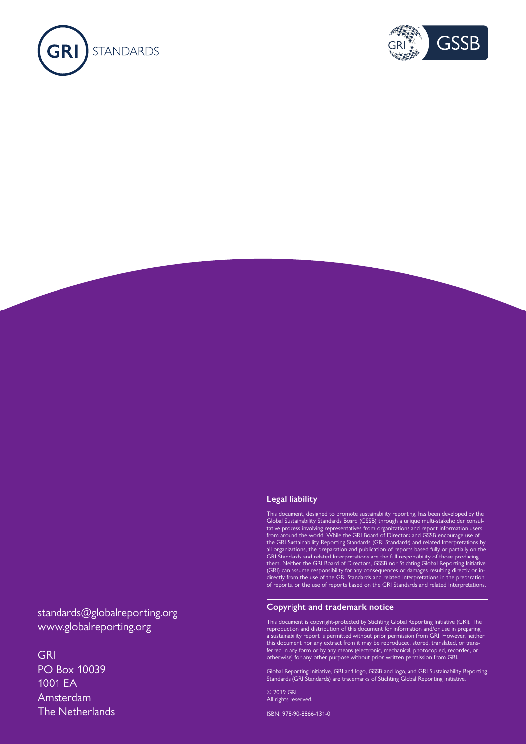GRI STANDARDS

GRI GSSB

## Legal liability

This document, designed to promote sustainability reporting, has been developed by the Global Sustainability Standards Board (GSSB) through a unique multi-stakeholder consultative process involving representatives from organizations and report information users from around the world. While the GRI Board of Directors and GSSB encourage use of the GRI Sustainability Reporting Standards (GRI Standards) and related Interpretations by all organizations, the preparation and publication of reports based fully or partially on the GRI Standards and related Interpretations are the full responsibility of those producing them. Neither the GRI Board of Directors, GSSB nor Stichting Global Reporting Initiative (GRI) can assume responsibility for any consequences or damages resulting directly or indirectly from the use of the GRI Standards and related Interpretations in the preparation of reports, or the use of reports based on the GRI Standards and related Interpretations.

## Copyright and trademark notice

This document is copyright-protected by Stichting Global Reporting Initiative (GRI). The reproduction and distribution of this document for information and/or use in preparing a sustainability report is permitted without prior permission from GRI. However, neither this document nor any extract from it may be reproduced, stored, translated, or transferred in any form or by any means (electronic, mechanical, photocopied, recorded, or otherwise) for any other purpose without prior written permission from GRI.

Global Reporting Initiative, GRI and logo, GSSB and logo, and GRI Sustainability Reporting Standards (GRI Standards) are trademarks of Stichting Global Reporting Initiative.

© 2019 GRI
All rights reserved.

ISBN: 978-90-8866-131-0

standards@globalreporting.org
www.globalreporting.org

GRI
PO Box 10039
1001 EA
Amsterdam
The Netherlands